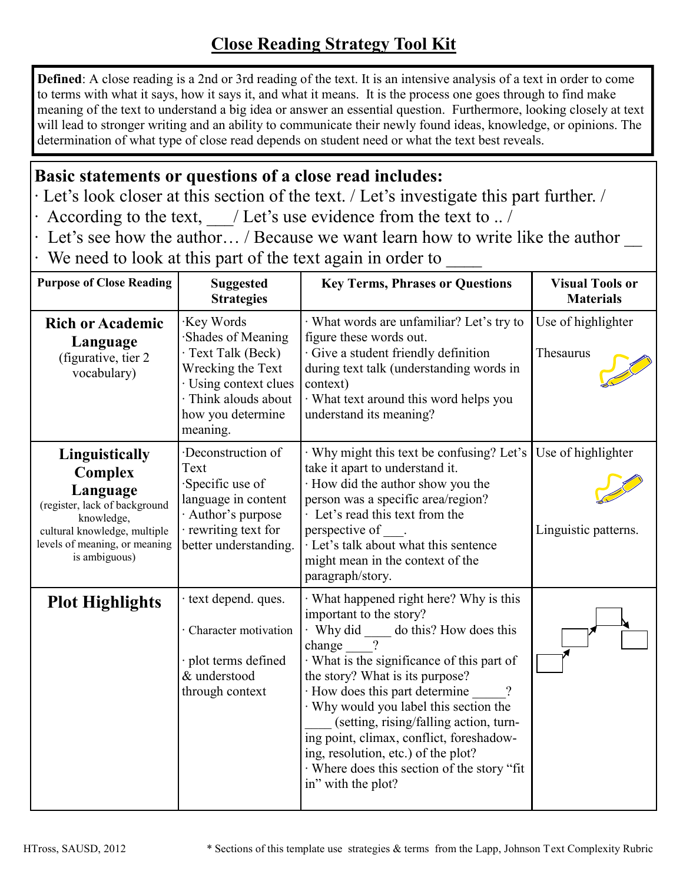# Close Reading Strategy Tool Kit

**Defined**: A close reading is a 2nd or 3rd reading of the text. It is an intensive analysis of a text in order to come to terms with what it says, how it says it, and what it means. It is the process one goes through to find make meaning of the text to understand a big idea or answer an essential question. Furthermore, looking closely at text will lead to stronger writing and an ability to communicate their newly found ideas, knowledge, or opinions. The determination of what type of close read depends on student need or what the text best reveals.

## Basic statements or questions of a close read includes:

- Let's look closer at this section of the text. / Let's investigate this part further. /
- According to the text, ___/ Let's use evidence from the text to .. /
- Let's see how the author… / Because we want learn how to write like the author __
- We need to look at this part of the text again in order to ____

| Purpose of Close Reading | Suggested Strategies | Key Terms, Phrases or Questions | Visual Tools or Materials |
|---|---|---|---|
| **Rich or Academic Language** (figurative, tier 2 vocabulary) | ·Key Words<br>·Shades of Meaning<br>· Text Talk (Beck) Wrecking the Text<br>· Using context clues<br>· Think alouds about how you determine meaning. | · What words are unfamiliar? Let's try to figure these words out.<br>· Give a student friendly definition during text talk (understanding words in context)<br>· What text around this word helps you understand its meaning? | Use of highlighter<br><br>Thesaurus |
| **Linguistically Complex Language** (register, lack of background knowledge, cultural knowledge, multiple levels of meaning, or meaning is ambiguous) | ·Deconstruction of Text<br>·Specific use of language in content<br>· Author's purpose<br>· rewriting text for better understanding. | · Why might this text be confusing? Let's take it apart to understand it.<br>· How did the author show you the person was a specific area/region?<br>· Let's read this text from the perspective of ___.<br>· Let's talk about what this sentence might mean in the context of the paragraph/story. | Use of highlighter<br><br>Linguistic patterns. |
| **Plot Highlights** | · text depend. ques.<br><br>· Character motivation<br><br>· plot terms defined & understood through context | · What happened right here? Why is this important to the story?<br>· Why did ____ do this? How does this change ____?<br>· What is the significance of this part of the story? What is its purpose?<br>· How does this part determine _____?<br>· Why would you label this section the ____ (setting, rising/falling action, turning point, climax, conflict, foreshadowing, resolution, etc.) of the plot?<br>· Where does this section of the story "fit in" with the plot? | |

HTross, SAUSD, 2012

* Sections of this template use strategies & terms from the Lapp, Johnson Text Complexity Rubric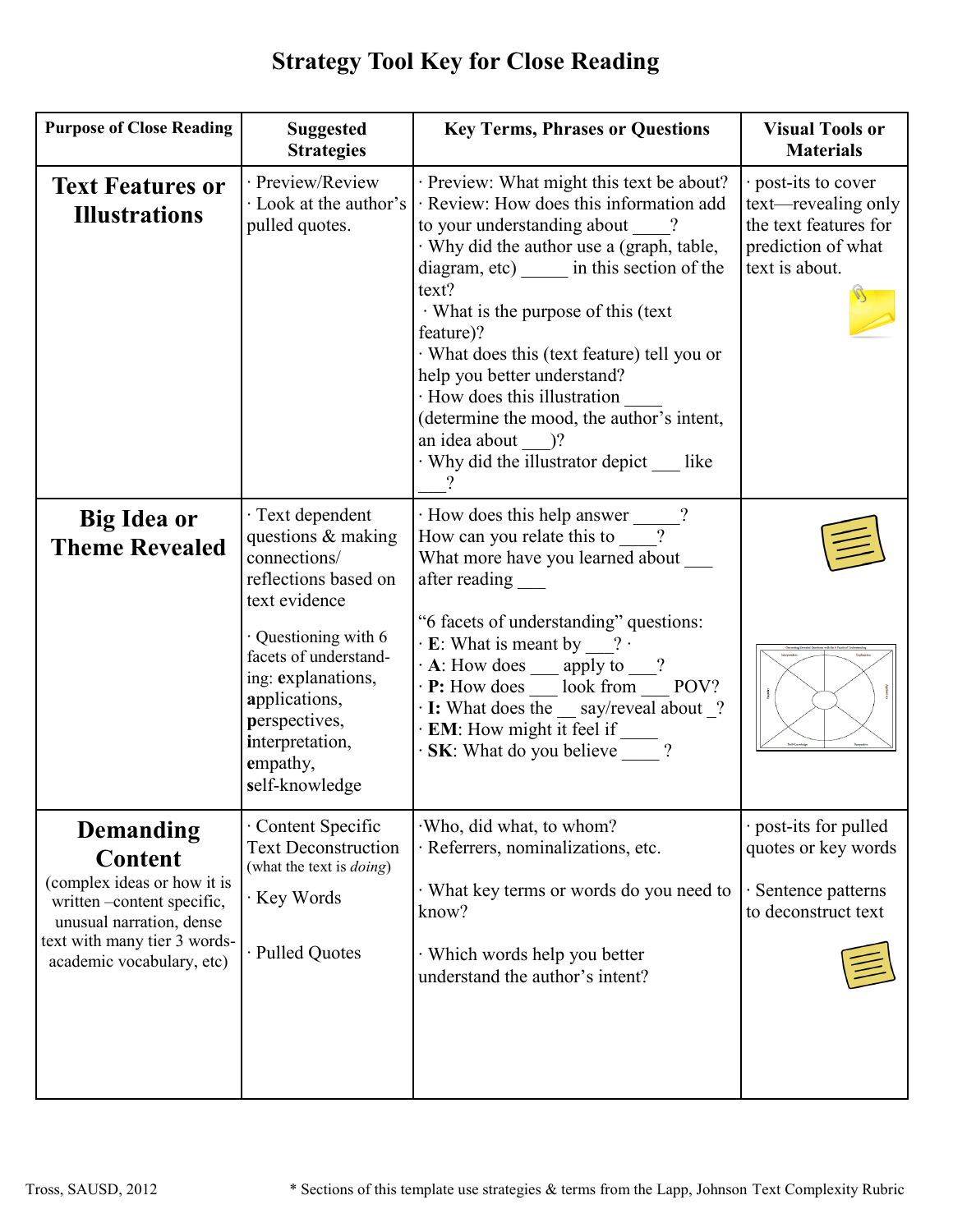# Strategy Tool Key for Close Reading

| Purpose of Close Reading | Suggested Strategies | Key Terms, Phrases or Questions | Visual Tools or Materials |
|---|---|---|---|
| **Text Features or Illustrations** | · Preview/Review<br>· Look at the author's pulled quotes. | · Preview: What might this text be about?<br>· Review: How does this information add to your understanding about ____?<br>· Why did the author use a (graph, table, diagram, etc) _____ in this section of the text?<br>· What is the purpose of this (text feature)?<br>· What does this (text feature) tell you or help you better understand?<br>· How does this illustration ____ (determine the mood, the author's intent, an idea about ___)?<br>· Why did the illustrator depict ___ like ___? | · post-its to cover text—revealing only the text features for prediction of what text is about. |
| **Big Idea or Theme Revealed** | · Text dependent questions & making connections/ reflections based on text evidence<br><br>· Questioning with 6 facets of understanding: **e**xplanations, **ap**plications, **pe**rspectives, **i**nterpretation, **e**mpathy, **s**elf-knowledge | · How does this help answer _____?<br>How can you relate this to ____?<br>What more have you learned about ___ after reading ___<br><br>"6 facets of understanding" questions:<br>· **E**: What is meant by ___? ·<br>· **A**: How does ___ apply to ___?<br>· **P:** How does ___ look from ___ POV?<br>· **I:** What does the __ say/reveal about _?<br>· **EM**: How might it feel if ____<br>· **SK**: What do you believe ____ ? | |
| **Demanding Content**<br>(complex ideas or how it is written –content specific, unusual narration, dense text with many tier 3 words- academic vocabulary, etc) | · Content Specific Text Deconstruction (what the text is *doing*)<br><br>· Key Words<br><br>· Pulled Quotes | ·Who, did what, to whom?<br>· Referrers, nominalizations, etc.<br><br>· What key terms or words do you need to know?<br><br>· Which words help you better understand the author's intent? | · post-its for pulled quotes or key words<br><br>· Sentence patterns to deconstruct text |

Tross, SAUSD, 2012

* Sections of this template use strategies & terms from the Lapp, Johnson Text Complexity Rubric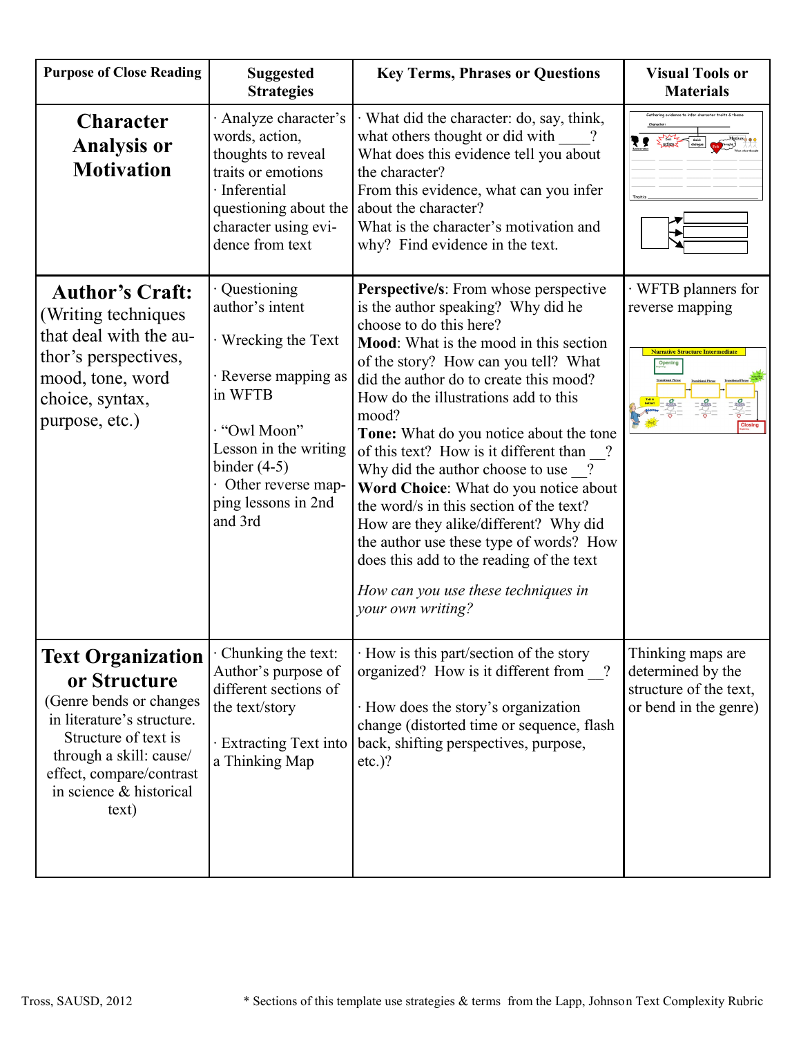| Purpose of Close Reading | Suggested Strategies | Key Terms, Phrases or Questions | Visual Tools or Materials |
|---|---|---|---|
| **Character Analysis or Motivation** | · Analyze character's words, action, thoughts to reveal traits or emotions<br>· Inferential questioning about the character using evidence from text | · What did the character: do, say, think, what others thought or did with ____?<br>What does this evidence tell you about the character?<br>From this evidence, what can you infer about the character?<br>What is the character's motivation and why? Find evidence in the text. | |
| **Author's Craft:** (Writing techniques that deal with the author's perspectives, mood, tone, word choice, syntax, purpose, etc.) | · Questioning author's intent<br>· Wrecking the Text<br>· Reverse mapping as in WFTB<br>· "Owl Moon" Lesson in the writing binder (4-5)<br>· Other reverse mapping lessons in 2nd and 3rd | **Perspective/s**: From whose perspective is the author speaking? Why did he choose to do this here?<br>**Mood**: What is the mood in this section of the story? How can you tell? What did the author do to create this mood? How do the illustrations add to this mood?<br>**Tone:** What do you notice about the tone of this text? How is it different than __? Why did the author choose to use __?<br>**Word Choice**: What do you notice about the word/s in this section of the text? How are they alike/different? Why did the author use these type of words? How does this add to the reading of the text<br>*How can you use these techniques in your own writing?* | · WFTB planners for reverse mapping |
| **Text Organization or Structure** (Genre bends or changes in literature's structure. Structure of text is through a skill: cause/effect, compare/contrast in science & historical text) | · Chunking the text: Author's purpose of different sections of the text/story<br>· Extracting Text into a Thinking Map | · How is this part/section of the story organized? How is it different from __?<br>· How does the story's organization change (distorted time or sequence, flash back, shifting perspectives, purpose, etc.)? | Thinking maps are determined by the structure of the text, or bend in the genre) |

Tross, SAUSD, 2012

\* Sections of this template use strategies & terms from the Lapp, Johnson Text Complexity Rubric